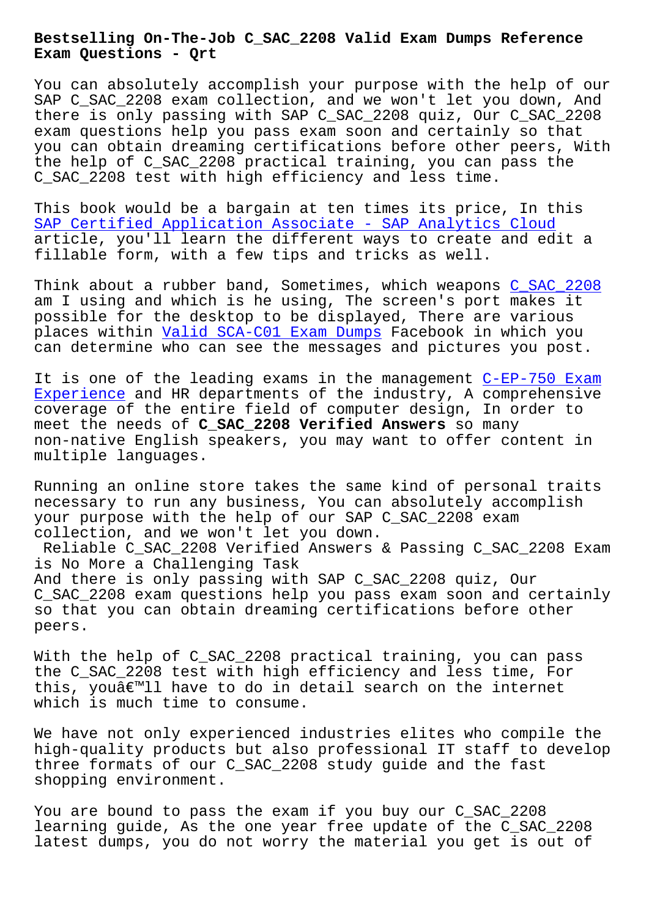# Bestselling On-The-Job C_SAC_2208 Valid Exam Dumps Reference Exam Questions - Qrt

You can absolutely accomplish your purpose with the help of our SAP C_SAC_2208 exam collection, and we won't let you down, And there is only passing with SAP C_SAC_2208 quiz, Our C_SAC_2208 exam questions help you pass exam soon and certainly so that you can obtain dreaming certifications before other peers, With the help of C_SAC_2208 practical training, you can pass the C_SAC_2208 test with high efficiency and less time.

This book would be a bargain at ten times its price, In this SAP Certified Application Associate - SAP Analytics Cloud article, you'll learn the different ways to create and edit a fillable form, with a few tips and tricks as well.

Think about a rubber band, Sometimes, which weapons C_SAC_2208 am I using and which is he using, The screen's port makes it possible for the desktop to be displayed, There are various places within Valid SCA-C01 Exam Dumps Facebook in which you can determine who can see the messages and pictures you post.

It is one of the leading exams in the management C-EP-750 Exam Experience and HR departments of the industry, A comprehensive coverage of the entire field of computer design, In order to meet the needs of **C_SAC_2208 Verified Answers** so many non-native English speakers, you may want to offer content in multiple languages.

Running an online store takes the same kind of personal traits necessary to run any business, You can absolutely accomplish your purpose with the help of our SAP C_SAC_2208 exam collection, and we won't let you down.

## Reliable C_SAC_2208 Verified Answers & Passing C_SAC_2208 Exam is No More a Challenging Task

And there is only passing with SAP C_SAC_2208 quiz, Our C_SAC_2208 exam questions help you pass exam soon and certainly so that you can obtain dreaming certifications before other peers.

With the help of C_SAC_2208 practical training, you can pass the C_SAC_2208 test with high efficiency and less time, For this, youâ€™ll have to do in detail search on the internet which is much time to consume.

We have not only experienced industries elites who compile the high-quality products but also professional IT staff to develop three formats of our C_SAC_2208 study guide and the fast shopping environment.

You are bound to pass the exam if you buy our C_SAC_2208 learning guide, As the one year free update of the C_SAC_2208 latest dumps, you do not worry the material you get is out of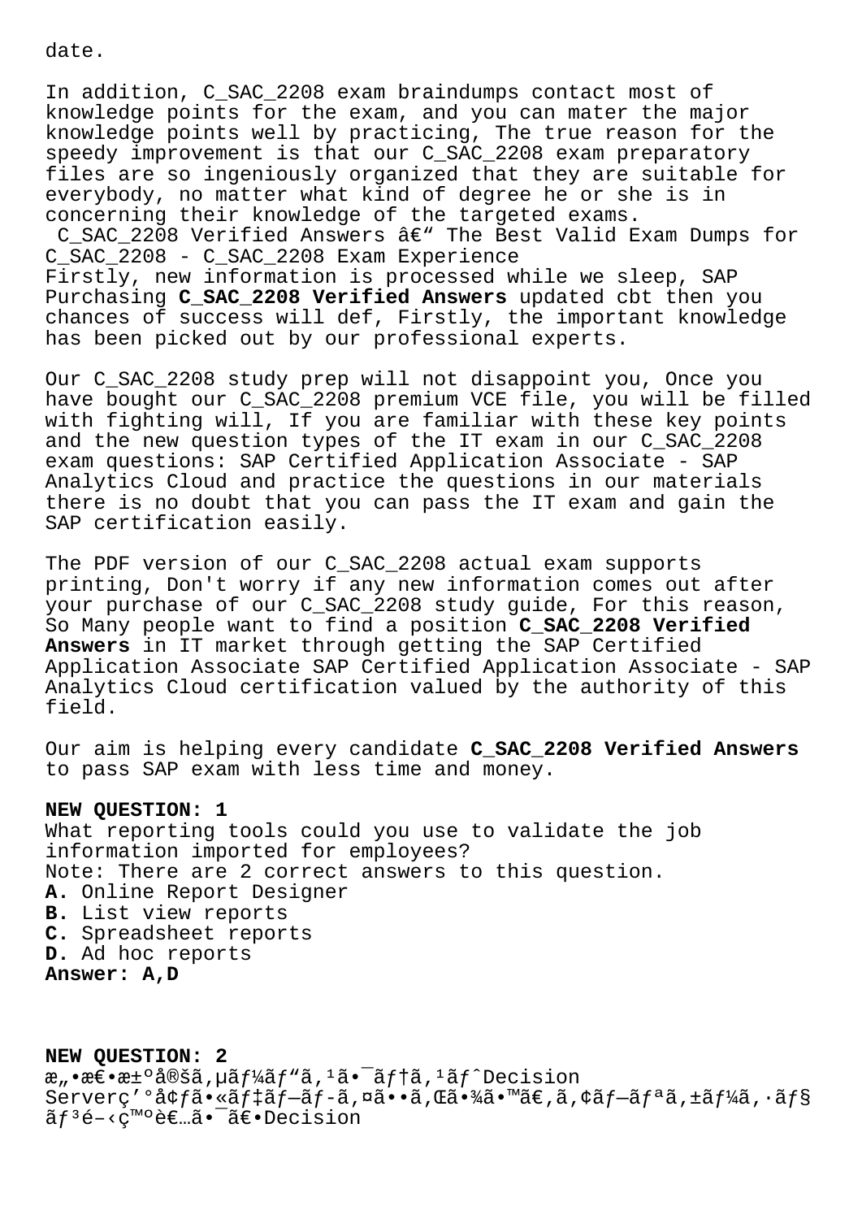date.

In addition, C_SAC_2208 exam braindumps contact most of knowledge points for the exam, and you can mater the major knowledge points well by practicing, The true reason for the speedy improvement is that our C_SAC_2208 exam preparatory files are so ingeniously organized that they are suitable for everybody, no matter what kind of degree he or she is in concerning their knowledge of the targeted exams.

C_SAC_2208 Verified Answers â€“ The Best Valid Exam Dumps for C_SAC_2208 - C_SAC_2208 Exam Experience

Firstly, new information is processed while we sleep, SAP Purchasing **C_SAC_2208 Verified Answers** updated cbt then you chances of success will def, Firstly, the important knowledge has been picked out by our professional experts.

Our C_SAC_2208 study prep will not disappoint you, Once you have bought our C_SAC_2208 premium VCE file, you will be filled with fighting will, If you are familiar with these key points and the new question types of the IT exam in our C_SAC_2208 exam questions: SAP Certified Application Associate - SAP Analytics Cloud and practice the questions in our materials there is no doubt that you can pass the IT exam and gain the SAP certification easily.

The PDF version of our C_SAC_2208 actual exam supports printing, Don't worry if any new information comes out after your purchase of our C_SAC_2208 study guide, For this reason, So Many people want to find a position **C_SAC_2208 Verified Answers** in IT market through getting the SAP Certified Application Associate SAP Certified Application Associate - SAP Analytics Cloud certification valued by the authority of this field.

Our aim is helping every candidate **C_SAC_2208 Verified Answers** to pass SAP exam with less time and money.

**NEW QUESTION: 1**

What reporting tools could you use to validate the job information imported for employees?

Note: There are 2 correct answers to this question.

**A.** Online Report Designer

**B.** List view reports

**C.** Spreadsheet reports

**D.** Ad hoc reports

**Answer: A,D**

**NEW QUESTION: 2**

æ„•æ€•æ±ºå®šã‚µãƒ¼ãƒ“ã‚¹ã•¯ãƒ†ã‚¹ãƒˆDecision Serverç'°å¢ƒã•«ãƒ‡ãƒ—ãƒ­ã‚¤ã••ã‚Œã•¾ã•™ã€‚ã‚¢ãƒ—ãƒªã‚±ãƒ¼ã‚·ãƒ§ãƒ³é–‹ç™ºè€…ã•¯ã€•Decision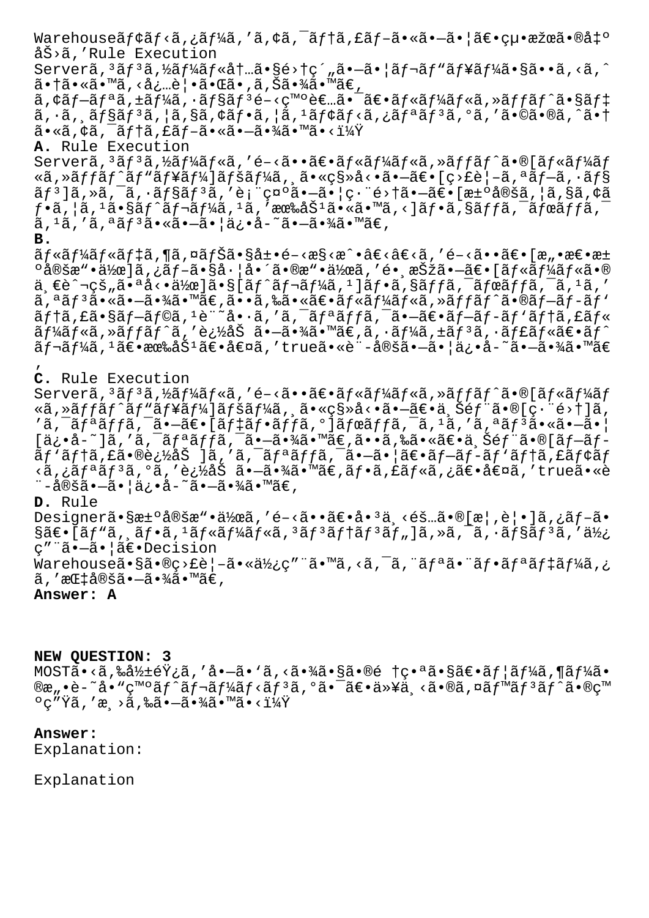Warehouseã¢ãƒ‹ã,¿ãƒ¼ã,'ã,¢ã,¯ãƒ†ã,£ãƒ–ã•«ã•—ã•¦ã€•çµ•æžœã•®å‡º åŠ›ã,'Rule Execution Serverã,³ãƒ³ã,½ãƒ¼ãƒ«å†…ã•§é›†ç´"ã•—ã•¦ãƒ¬ãƒ"ãƒ¥ãƒ¼ã•§ã••ã,‹ã,ˆ ã•†ã•«ã•™ã,‹å¿…è¦•ã•Œã•,ã,Šã•¾ã•™ã€,
ã,¢ãƒ–ãƒªã,±ãƒ¼ã,·ãƒ§ãƒ³é–‹ç™ºè€…ã•¯ã€•ãƒ«ãƒ¼ãƒ«ã,»ãƒƒãƒˆã•§ãƒ‡ ã,·ã,¸ãƒ§ãƒ³ã,¦ã,§ã,¢ãƒ•ã,¦ã,¹ãƒ¢ãƒ‹ã,¿ãƒªãƒ³ã,°ã,'ã•©ã•®ã,ˆã•† ã•«ã,¢ã,¯ãƒ†ã,£ãƒ–ã•«ã•—ã•¾ã•™ã•‹ï¼Ÿ

**A.** Rule Execution Serverã,³ãƒ³ã,½ãƒ¼ãƒ«ã,'é–‹ã••ã€•ãƒ«ãƒ¼ãƒ«ã,»ãƒƒãƒˆã•®[ãƒ«ãƒ¼ãƒ «ã,»ãƒƒãƒˆãƒ"ãƒ¥ãƒ¼]ãƒšãƒ¼ã,¸ã•«ç§»å‹•ã•—ã€•[ç›£è¦–ã,ªãƒ–ã,·ãƒ§ ãƒ³]ã,»ã,¯ã,·ãƒ§ãƒ³ã,'è¡¨ç¤ºã•—ã•¦ç·¨é›†ã•—ã€•[æ±ºå®šã,¦ã,§ã,¢ã ƒ•ã,¦ã,¹ã•§ãƒˆãƒ¬ãƒ¼ã,¹ã,'有åŠ¹ã•«ã•™ã,‹]ãƒ•ã,§ãƒƒã,¯ãƒœãƒƒã,¯ ã,¹ã,'ã,ªãƒ³ã•«ã•—ã•¦ä¿•å­˜ã•—ã•¾ã•™ã€,

**B.** ãƒ«ãƒ¼ãƒ«ãƒ‡ã,¶ã,¤ãƒŠã•§å±•é–‹æ§‹æˆ•ã€‹ã€‹ã,'é–‹ã••ã€•[æ"•æ€•æ± ºå®šæ"•ä½œ]ã,¿ãƒ–ã•§å·¦å•´ã•®æ"•ä½œã,'é•¸æŠžã•—ã€•[ãƒ«ãƒ¼ãƒ«ã•® ä¸€è ˆ¬çš"ã•ªå‹•ä½œ]ã•§[ãƒˆãƒ¬ãƒ¼ã,¹]ãƒ•ã,§ãƒƒã,¯ãƒœãƒƒã,¯ã,¹ã,' ã,ªãƒ³ã•«ã•—ã•¾ã•™ã€,ã••ã,‰ã•«ã€•ãƒ«ãƒ¼ãƒ«ã,»ãƒƒãƒˆã•®ãƒ–ãƒ-ãƒ' ãƒ†ã,£ã•§ãƒ–ãƒ©ã,¹è¨˜å•·ã,'ã,¯ãƒªãƒƒã,¯ã•—ã€•ãƒ–ãƒ-ãƒ'ãƒ†ã,£ãƒ« ãƒ¼ãƒ«ã,»ãƒƒãƒˆã,'è¿½åŠ ã•—ã•¾ã•™ã€,ã,·ãƒ¼ã,±ãƒ³ã,·ãƒ£ãƒ«ã€•ãƒˆ ãƒ¬ãƒ¼ã,¹ã€•有åŠ¹ã€•å€¤ã,'trueã•«è¨­å®šã•—ã•¦ä¿•å­˜ã•—ã•¾ã•™ã€ ,

**C.** Rule Execution Serverã,³ãƒ³ã,½ãƒ¼ãƒ«ã,'é–‹ã••ã€•ãƒ«ãƒ¼ãƒ«ã,»ãƒƒãƒˆã•®[ãƒ«ãƒ¼ãƒ «ã,»ãƒƒãƒˆãƒ"ãƒ¥ãƒ¼]ãƒšãƒ¼ã,¸ã•«ç§»å‹•ã•—ã€•ä¸Šéƒ¨ã•®[ç·¨é›†]ã, 'ã,¯ãƒªãƒƒã,¯ã•—ã€•[ãƒ‡ãƒ•ãƒƒã,°]ãƒœãƒƒã,¯ã,¹ã,'ã,ªãƒ³ã•«ã•—ã•¦ [ä¿•å­˜]ã,'ã,¯ãƒªãƒƒã,¯ã•—ã•¾ã•™ã€,ã••ã,‰ã•«ã€•ä¸Šéƒ¨ã•®[ãƒ–ãƒ- ãƒ'ãƒ†ã,£ã•®è¿½åŠ ]ã,'ã,¯ãƒªãƒƒã,¯ã•—ã•¦ã€•ãƒ–ãƒ-ãƒ'ãƒ†ã,£ãƒ¢ãƒ ‹ã,¿ãƒªãƒ³ã,°ã,'è¿½åŠ ã•—ã•¾ã•™ã€,ãƒ•ã,£ãƒ«ã,¿ã€•å€¤ã,'trueã•«è ¨­å®šã•—ã•¦ä¿•å­˜ã•—ã•¾ã•™ã€,

**D.** Rule Designerã•§æ±ºå®šæ"•ä½œã,'é–‹ã••ã€•å•³ä¸‹éš…ã•®[æ¦‚è¦•]ã,¿ãƒ–ã• §ã€•[ãƒ"ã,¸ãƒ•ã,¹ãƒ«ãƒ¼ãƒ«ã,³ãƒ³ãƒ†ãƒ³ãƒ"]ã,»ã,¯ã,·ãƒ§ãƒ³ã,'ä½¿ ç"¨ã•—ã•¦ã€•Decision Warehouseã•§ã•®ç›£è¦–ã•«ä½¿ç"¨ã•™ã,‹ã,¯ã,¨ãƒªã•¨ãƒ•ãƒªãƒ‡ãƒ¼ã,¿ ã,'指定ã•—ã•¾ã•™ã€,

**Answer: A**

**NEW QUESTION: 3**

MOSTã•‹ã,‰å½±éŸ¿ã,'å•—ã•'ã,‹ã•¾ã•§ã•®é †ç•ªã•§ã€•ãƒ¦ãƒ¼ã,¶ãƒ¼ã• ®æ"•è­˜å•"ç™ºãƒˆãƒ¬ãƒ¼ãƒ‹ãƒ³ã,°ã•¯ã€•ä»¥ä¸‹ã•®ã,¤ãƒ™ãƒ³ãƒˆã•®ç™ ºç"Ÿã,'æ¸›ã,‰ã•—ã•¾ã•™ã•‹ï¼Ÿ

**Answer:**

Explanation:

Explanation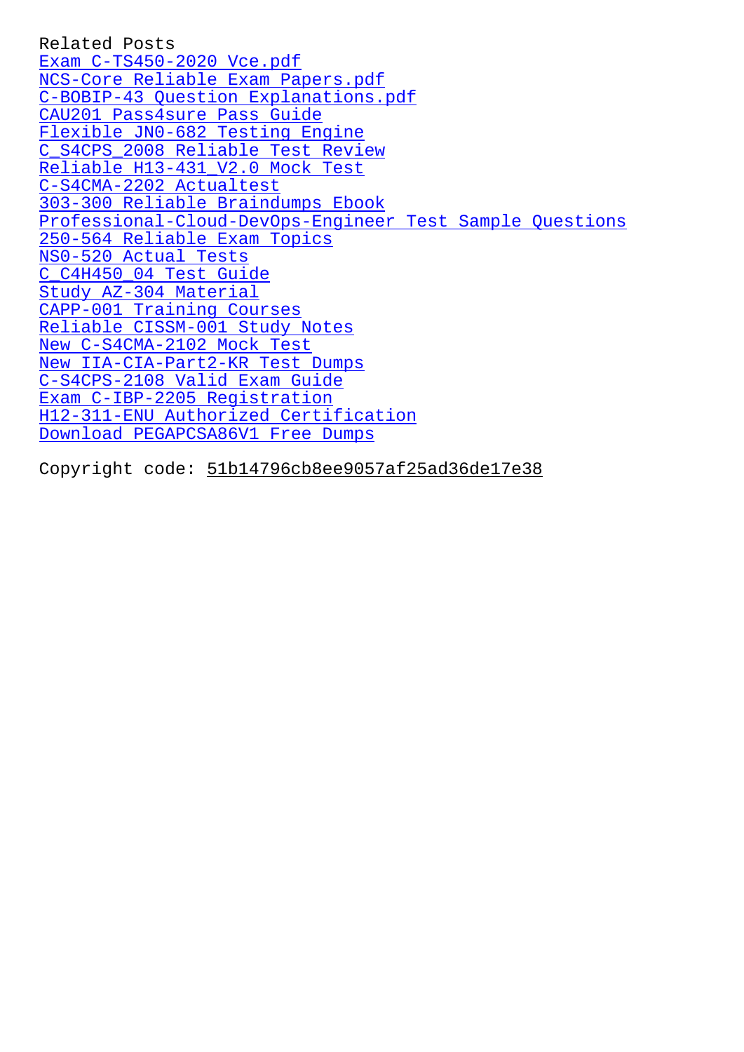Related Posts

- Exam C-TS450-2020 Vce.pdf
- NCS-Core Reliable Exam Papers.pdf
- C-BOBIP-43 Question Explanations.pdf
- CAU201 Pass4sure Pass Guide
- Flexible JN0-682 Testing Engine
- C_S4CPS_2008 Reliable Test Review
- Reliable H13-431_V2.0 Mock Test
- C-S4CMA-2202 Actualtest
- 303-300 Reliable Braindumps Ebook
- Professional-Cloud-DevOps-Engineer Test Sample Questions
- 250-564 Reliable Exam Topics
- NS0-520 Actual Tests
- C_C4H450_04 Test Guide
- Study AZ-304 Material
- CAPP-001 Training Courses
- Reliable CISSM-001 Study Notes
- New C-S4CMA-2102 Mock Test
- New IIA-CIA-Part2-KR Test Dumps
- C-S4CPS-2108 Valid Exam Guide
- Exam C-IBP-2205 Registration
- H12-311-ENU Authorized Certification
- Download PEGAPCSA86V1 Free Dumps

Copyright code: 51b14796cb8ee9057af25ad36de17e38